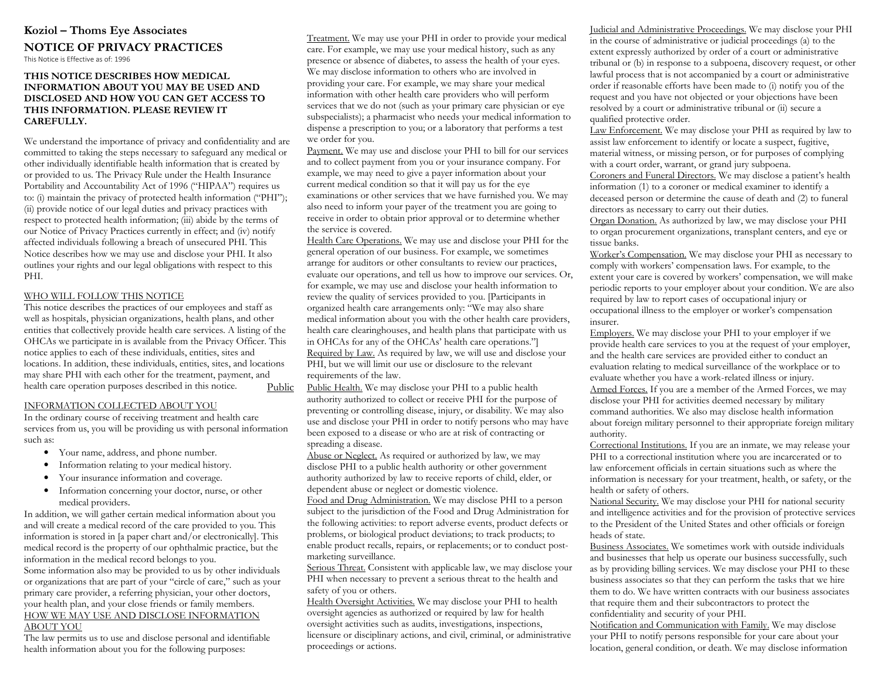# Koziol – Thoms Eye Associates

## NOTICE OF PRIVACY PRACTICES

This Notice is Effective as of: 1996

**THIS NOTICE DESCRIBES HOW MEDICAL INFORMATION ABOUT YOU MAY BE USED AND DISCLOSED AND HOW YOU CAN GET ACCESS TO THIS INFORMATION. PLEASE REVIEW IT CAREFULLY.**

We understand the importance of privacy and confidentiality and are committed to taking the steps necessary to safeguard any medical or other individually identifiable health information that is created by or provided to us. The Privacy Rule under the Health Insurance Portability and Accountability Act of 1996 ("HIPAA") requires us to: (i) maintain the privacy of protected health information ("PHI"); (ii) provide notice of our legal duties and privacy practices with respect to protected health information; (iii) abide by the terms of our Notice of Privacy Practices currently in effect; and (iv) notify affected individuals following a breach of unsecured PHI. This Notice describes how we may use and disclose your PHI. It also outlines your rights and our legal obligations with respect to this PHI.

### WHO WILL FOLLOW THIS NOTICE

This notice describes the practices of our employees and staff as well as hospitals, physician organizations, health plans, and other entities that collectively provide health care services. A listing of the OHCAs we participate in is available from the Privacy Officer. This notice applies to each of these individuals, entities, sites and locations. In addition, these individuals, entities, sites, and locations may share PHI with each other for the treatment, payment, and health care operation purposes described in this notice. Public

### INFORMATION COLLECTED ABOUT YOU

In the ordinary course of receiving treatment and health care services from us, you will be providing us with personal information such as:

- Your name, address, and phone number.
- Information relating to your medical history.
- Your insurance information and coverage.
- Information concerning your doctor, nurse, or other medical providers.

In addition, we will gather certain medical information about you and will create a medical record of the care provided to you. This information is stored in [a paper chart and/or electronically]. This medical record is the property of our ophthalmic practice, but the information in the medical record belongs to you.

Some information also may be provided to us by other individuals or organizations that are part of your "circle of care," such as your primary care provider, a referring physician, your other doctors, your health plan, and your close friends or family members.

### HOW WE MAY USE AND DISCLOSE INFORMATION ABOUT YOU

The law permits us to use and disclose personal and identifiable health information about you for the following purposes:

Treatment. We may use your PHI in order to provide your medical care. For example, we may use your medical history, such as any presence or absence of diabetes, to assess the health of your eyes. We may disclose information to others who are involved in providing your care. For example, we may share your medical information with other health care providers who will perform services that we do not (such as your primary care physician or eye subspecialists); a pharmacist who needs your medical information to dispense a prescription to you; or a laboratory that performs a test we order for you.

Payment. We may use and disclose your PHI to bill for our services and to collect payment from you or your insurance company. For example, we may need to give a payer information about your current medical condition so that it will pay us for the eye examinations or other services that we have furnished you. We may also need to inform your payer of the treatment you are going to receive in order to obtain prior approval or to determine whether the service is covered.

Health Care Operations. We may use and disclose your PHI for the general operation of our business. For example, we sometimes arrange for auditors or other consultants to review our practices, evaluate our operations, and tell us how to improve our services. Or, for example, we may use and disclose your health information to review the quality of services provided to you. [Participants in organized health care arrangements only: "We may also share medical information about you with the other health care providers, health care clearinghouses, and health plans that participate with us in OHCAs for any of the OHCAs' health care operations."]

Required by Law. As required by law, we will use and disclose your PHI, but we will limit our use or disclosure to the relevant requirements of the law.

Public Health. We may disclose your PHI to a public health authority authorized to collect or receive PHI for the purpose of preventing or controlling disease, injury, or disability. We may also use and disclose your PHI in order to notify persons who may have been exposed to a disease or who are at risk of contracting or spreading a disease.

Abuse or Neglect. As required or authorized by law, we may disclose PHI to a public health authority or other government authority authorized by law to receive reports of child, elder, or dependent abuse or neglect or domestic violence.

Food and Drug Administration. We may disclose PHI to a person subject to the jurisdiction of the Food and Drug Administration for the following activities: to report adverse events, product defects or problems, or biological product deviations; to track products; to enable product recalls, repairs, or replacements; or to conduct post-marketing surveillance.

Serious Threat. Consistent with applicable law, we may disclose your PHI when necessary to prevent a serious threat to the health and safety of you or others.

Health Oversight Activities. We may disclose your PHI to health oversight agencies as authorized or required by law for health oversight activities such as audits, investigations, inspections, licensure or disciplinary actions, and civil, criminal, or administrative proceedings or actions.

Judicial and Administrative Proceedings. We may disclose your PHI in the course of administrative or judicial proceedings (a) to the extent expressly authorized by order of a court or administrative tribunal or (b) in response to a subpoena, discovery request, or other lawful process that is not accompanied by a court or administrative order if reasonable efforts have been made to (i) notify you of the request and you have not objected or your objections have been resolved by a court or administrative tribunal or (ii) secure a qualified protective order.

Law Enforcement. We may disclose your PHI as required by law to assist law enforcement to identify or locate a suspect, fugitive, material witness, or missing person, or for purposes of complying with a court order, warrant, or grand jury subpoena.

Coroners and Funeral Directors. We may disclose a patient's health information (1) to a coroner or medical examiner to identify a deceased person or determine the cause of death and (2) to funeral directors as necessary to carry out their duties.

Organ Donation. As authorized by law, we may disclose your PHI to organ procurement organizations, transplant centers, and eye or tissue banks.

Worker's Compensation. We may disclose your PHI as necessary to comply with workers' compensation laws. For example, to the extent your care is covered by workers' compensation, we will make periodic reports to your employer about your condition. We are also required by law to report cases of occupational injury or occupational illness to the employer or worker's compensation insurer.

Employers. We may disclose your PHI to your employer if we provide health care services to you at the request of your employer, and the health care services are provided either to conduct an evaluation relating to medical surveillance of the workplace or to evaluate whether you have a work-related illness or injury.

Armed Forces. If you are a member of the Armed Forces, we may disclose your PHI for activities deemed necessary by military command authorities. We also may disclose health information about foreign military personnel to their appropriate foreign military authority.

Correctional Institutions. If you are an inmate, we may release your PHI to a correctional institution where you are incarcerated or to law enforcement officials in certain situations such as where the information is necessary for your treatment, health, or safety, or the health or safety of others.

National Security. We may disclose your PHI for national security and intelligence activities and for the provision of protective services to the President of the United States and other officials or foreign heads of state.

Business Associates. We sometimes work with outside individuals and businesses that help us operate our business successfully, such as by providing billing services. We may disclose your PHI to these business associates so that they can perform the tasks that we hire them to do. We have written contracts with our business associates that require them and their subcontractors to protect the confidentiality and security of your PHI.

Notification and Communication with Family. We may disclose your PHI to notify persons responsible for your care about your location, general condition, or death. We may disclose information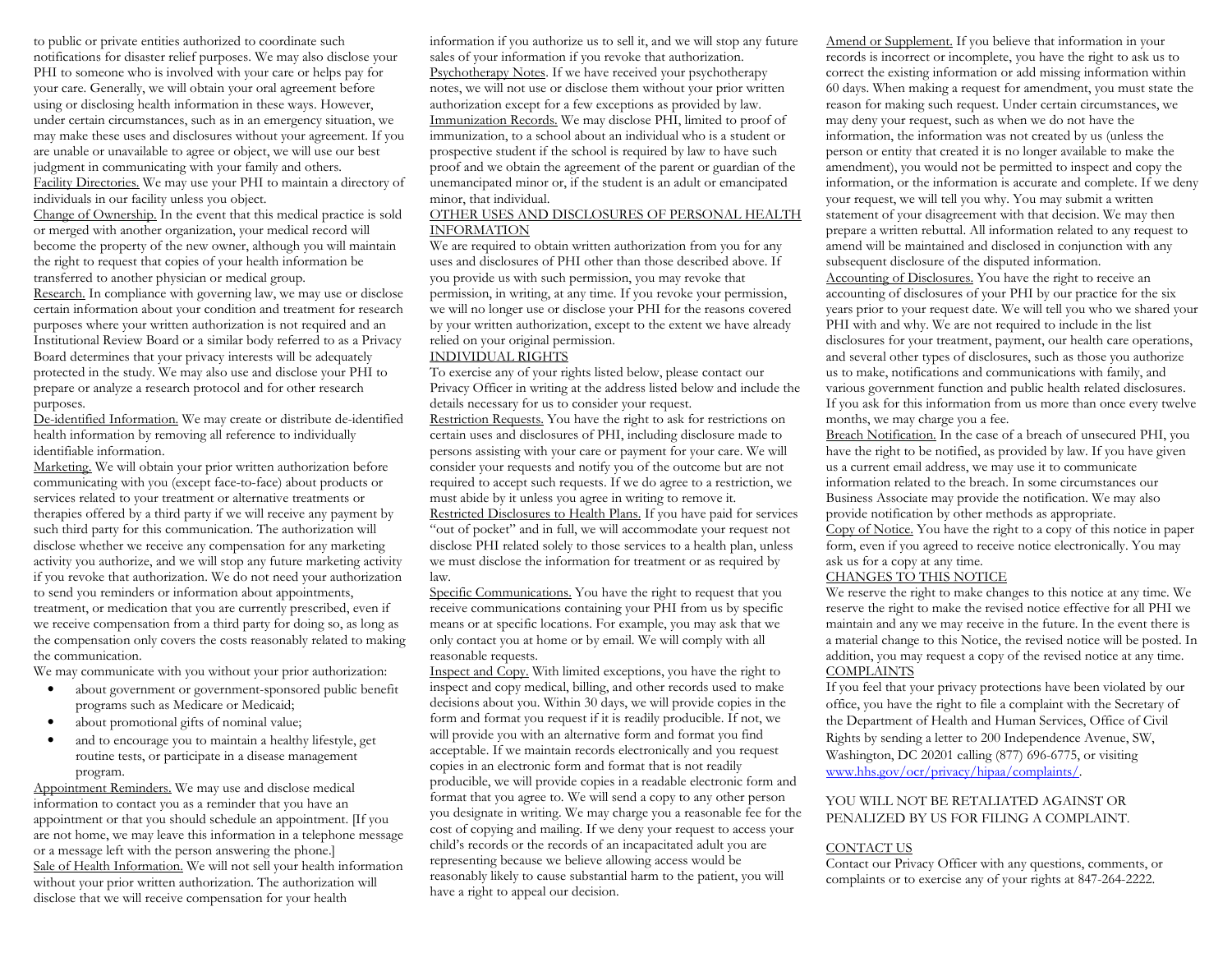to public or private entities authorized to coordinate such notifications for disaster relief purposes. We may also disclose your PHI to someone who is involved with your care or helps pay for your care. Generally, we will obtain your oral agreement before using or disclosing health information in these ways. However, under certain circumstances, such as in an emergency situation, we may make these uses and disclosures without your agreement. If you are unable or unavailable to agree or object, we will use our best judgment in communicating with your family and others.

Facility Directories. We may use your PHI to maintain a directory of individuals in our facility unless you object.

Change of Ownership. In the event that this medical practice is sold or merged with another organization, your medical record will become the property of the new owner, although you will maintain the right to request that copies of your health information be transferred to another physician or medical group.

Research. In compliance with governing law, we may use or disclose certain information about your condition and treatment for research purposes where your written authorization is not required and an Institutional Review Board or a similar body referred to as a Privacy Board determines that your privacy interests will be adequately protected in the study. We may also use and disclose your PHI to prepare or analyze a research protocol and for other research purposes.

De-identified Information. We may create or distribute de-identified health information by removing all reference to individually identifiable information.

Marketing. We will obtain your prior written authorization before communicating with you (except face-to-face) about products or services related to your treatment or alternative treatments or therapies offered by a third party if we will receive any payment by such third party for this communication. The authorization will disclose whether we receive any compensation for any marketing activity you authorize, and we will stop any future marketing activity if you revoke that authorization. We do not need your authorization to send you reminders or information about appointments, treatment, or medication that you are currently prescribed, even if we receive compensation from a third party for doing so, as long as the compensation only covers the costs reasonably related to making the communication.

We may communicate with you without your prior authorization:

- about government or government-sponsored public benefit programs such as Medicare or Medicaid;
- about promotional gifts of nominal value;
- and to encourage you to maintain a healthy lifestyle, get routine tests, or participate in a disease management program.

Appointment Reminders. We may use and disclose medical information to contact you as a reminder that you have an appointment or that you should schedule an appointment. [If you are not home, we may leave this information in a telephone message or a message left with the person answering the phone.]

Sale of Health Information. We will not sell your health information without your prior written authorization. The authorization will disclose that we will receive compensation for your health information if you authorize us to sell it, and we will stop any future sales of your information if you revoke that authorization.

Psychotherapy Notes. If we have received your psychotherapy notes, we will not use or disclose them without your prior written authorization except for a few exceptions as provided by law.

Immunization Records. We may disclose PHI, limited to proof of immunization, to a school about an individual who is a student or prospective student if the school is required by law to have such proof and we obtain the agreement of the parent or guardian of the unemancipated minor or, if the student is an adult or emancipated minor, that individual.

## OTHER USES AND DISCLOSURES OF PERSONAL HEALTH INFORMATION

We are required to obtain written authorization from you for any uses and disclosures of PHI other than those described above. If you provide us with such permission, you may revoke that permission, in writing, at any time. If you revoke your permission, we will no longer use or disclose your PHI for the reasons covered by your written authorization, except to the extent we have already relied on your original permission.

## INDIVIDUAL RIGHTS

To exercise any of your rights listed below, please contact our Privacy Officer in writing at the address listed below and include the details necessary for us to consider your request.

Restriction Requests. You have the right to ask for restrictions on certain uses and disclosures of PHI, including disclosure made to persons assisting with your care or payment for your care. We will consider your requests and notify you of the outcome but are not required to accept such requests. If we do agree to a restriction, we must abide by it unless you agree in writing to remove it.

Restricted Disclosures to Health Plans. If you have paid for services "out of pocket" and in full, we will accommodate your request not disclose PHI related solely to those services to a health plan, unless we must disclose the information for treatment or as required by law.

Specific Communications. You have the right to request that you receive communications containing your PHI from us by specific means or at specific locations. For example, you may ask that we only contact you at home or by email. We will comply with all reasonable requests.

Inspect and Copy. With limited exceptions, you have the right to inspect and copy medical, billing, and other records used to make decisions about you. Within 30 days, we will provide copies in the form and format you request if it is readily producible. If not, we will provide you with an alternative form and format you find acceptable. If we maintain records electronically and you request copies in an electronic form and format that is not readily producible, we will provide copies in a readable electronic form and format that you agree to. We will send a copy to any other person you designate in writing. We may charge you a reasonable fee for the cost of copying and mailing. If we deny your request to access your child's records or the records of an incapacitated adult you are representing because we believe allowing access would be reasonably likely to cause substantial harm to the patient, you will have a right to appeal our decision.

Amend or Supplement. If you believe that information in your records is incorrect or incomplete, you have the right to ask us to correct the existing information or add missing information within 60 days. When making a request for amendment, you must state the reason for making such request. Under certain circumstances, we may deny your request, such as when we do not have the information, the information was not created by us (unless the person or entity that created it is no longer available to make the amendment), you would not be permitted to inspect and copy the information, or the information is accurate and complete. If we deny your request, we will tell you why. You may submit a written statement of your disagreement with that decision. We may then prepare a written rebuttal. All information related to any request to amend will be maintained and disclosed in conjunction with any subsequent disclosure of the disputed information.

Accounting of Disclosures. You have the right to receive an accounting of disclosures of your PHI by our practice for the six years prior to your request date. We will tell you who we shared your PHI with and why. We are not required to include in the list disclosures for your treatment, payment, our health care operations, and several other types of disclosures, such as those you authorize us to make, notifications and communications with family, and various government function and public health related disclosures. If you ask for this information from us more than once every twelve months, we may charge you a fee.

Breach Notification. In the case of a breach of unsecured PHI, you have the right to be notified, as provided by law. If you have given us a current email address, we may use it to communicate information related to the breach. In some circumstances our Business Associate may provide the notification. We may also provide notification by other methods as appropriate.

Copy of Notice. You have the right to a copy of this notice in paper form, even if you agreed to receive notice electronically. You may ask us for a copy at any time.

## CHANGES TO THIS NOTICE

We reserve the right to make changes to this notice at any time. We reserve the right to make the revised notice effective for all PHI we maintain and any we may receive in the future. In the event there is a material change to this Notice, the revised notice will be posted. In addition, you may request a copy of the revised notice at any time.

## COMPLAINTS

If you feel that your privacy protections have been violated by our office, you have the right to file a complaint with the Secretary of the Department of Health and Human Services, Office of Civil Rights by sending a letter to 200 Independence Avenue, SW, Washington, DC 20201 calling (877) 696-6775, or visiting www.hhs.gov/ocr/privacy/hipaa/complaints/.

YOU WILL NOT BE RETALIATED AGAINST OR PENALIZED BY US FOR FILING A COMPLAINT.

## CONTACT US

Contact our Privacy Officer with any questions, comments, or complaints or to exercise any of your rights at 847-264-2222.